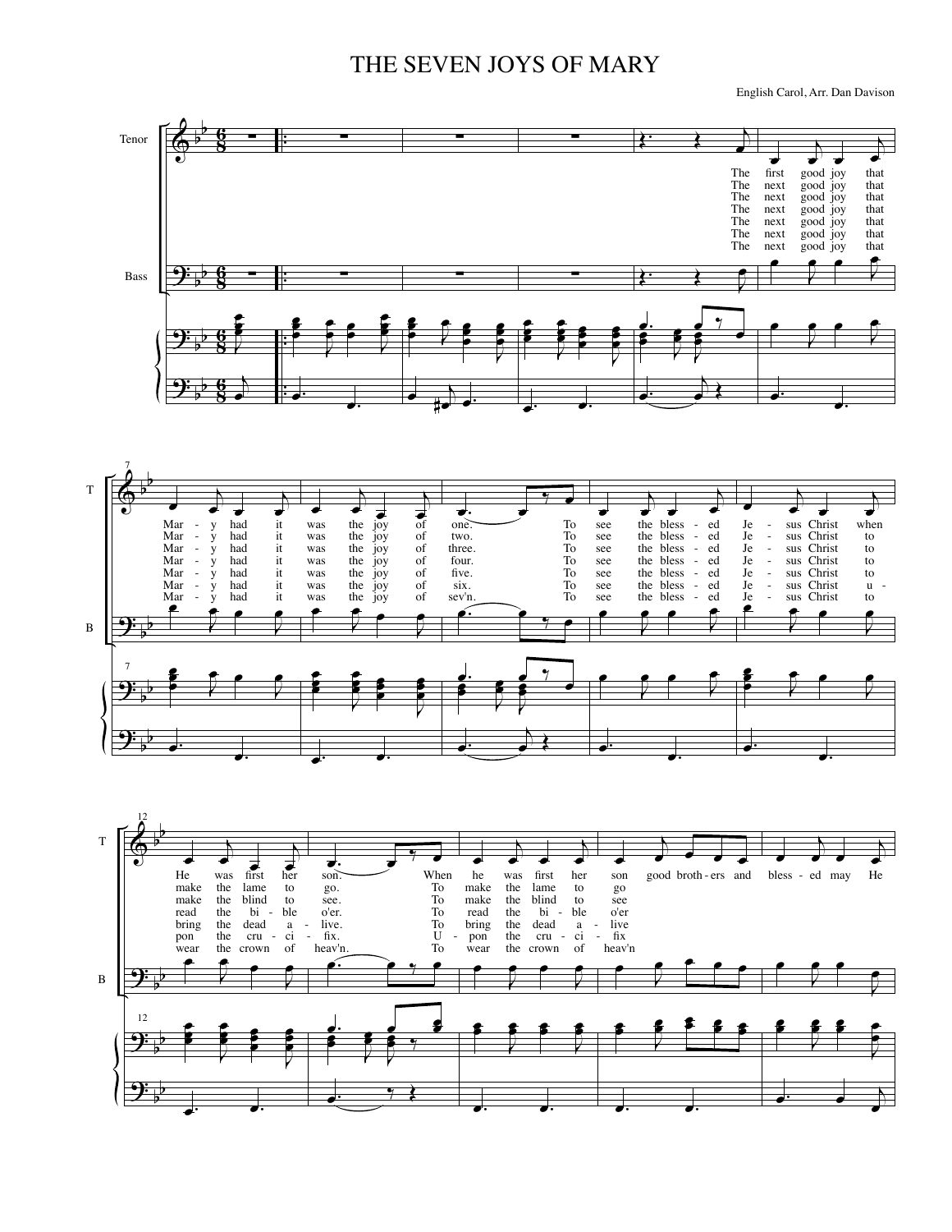# THE SEVEN JOYS OF MARY

English Carol, Arr. Dan Davison

Tenor

Bass

The first good joy that Mar - y had it was the joy of one. To see the bless - ed Je - sus Christ when He was first her son. When he was first her son good broth - ers and bless - ed may He

The next good joy that Mar - y had it was the joy of two. To see the bless - ed Je - sus Christ to make the lame to go. To make the lame to go

The next good joy that Mar - y had it was the joy of three. To see the bless - ed Je - sus Christ to make the blind to see. To make the blind to see

The next good joy that Mar - y had it was the joy of four. To see the bless - ed Je - sus Christ to read the bi - ble o'er. To read the bi - ble o'er

The next good joy that Mar - y had it was the joy of five. To see the bless - ed Je - sus Christ to bring the dead a - live. To bring the dead a - live

The next good joy that Mar - y had it was the joy of six. To see the bless - ed Je - sus Christ u - pon the cru - ci - fix. U - pon the cru - ci - fix

The next good joy that Mar - y had it was the joy of sev'n. To see the bless - ed Je - sus Christ to wear the crown of heav'n. To wear the crown of heav'n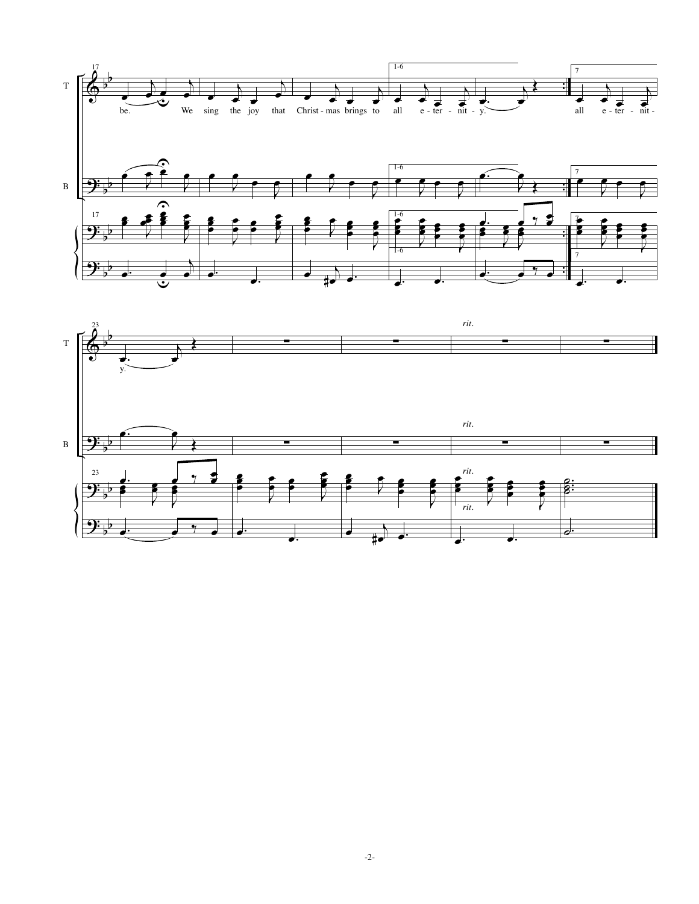T

B

be. We sing the joy that Christ - mas brings to all e - ter - nit - y. all e - ter - nit - y.

1-6

7

*rit.*